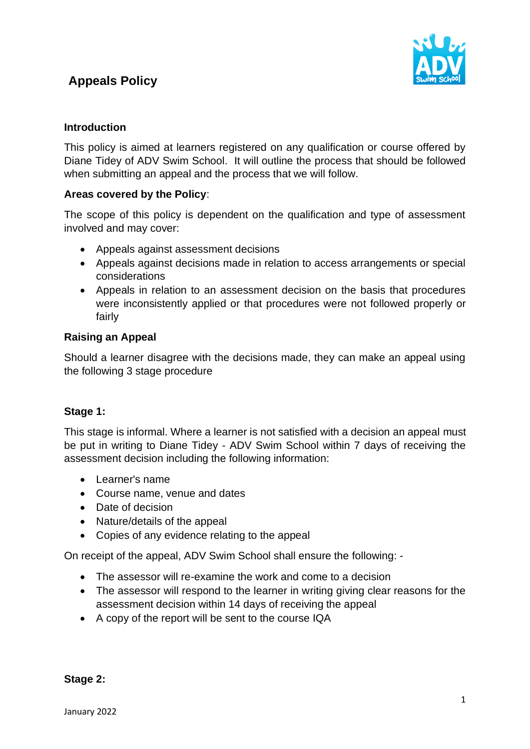# Appeals Policy

## Introduction

This policy is aimed at learners registered on any qualification or course offered by Diane Tidey of ADV Swim School. It will outline the process that should be followed when submitting an appeal and the process that we will follow.

**Areas covered by the Policy**:

The scope of this policy is dependent on the qualification and type of assessment involved and may cover:

- Appeals against assessment decisions
- Appeals against decisions made in relation to access arrangements or special considerations
- Appeals in relation to an assessment decision on the basis that procedures were inconsistently applied or that procedures were not followed properly or fairly

## Raising an Appeal

Should a learner disagree with the decisions made, they can make an appeal using the following 3 stage procedure

### Stage 1:

This stage is informal. Where a learner is not satisfied with a decision an appeal must be put in writing to Diane Tidey - ADV Swim School within 7 days of receiving the assessment decision including the following information:

- Learner's name
- Course name, venue and dates
- Date of decision
- Nature/details of the appeal
- Copies of any evidence relating to the appeal

On receipt of the appeal, ADV Swim School shall ensure the following: -

- The assessor will re-examine the work and come to a decision
- The assessor will respond to the learner in writing giving clear reasons for the assessment decision within 14 days of receiving the appeal
- A copy of the report will be sent to the course IQA

### Stage 2: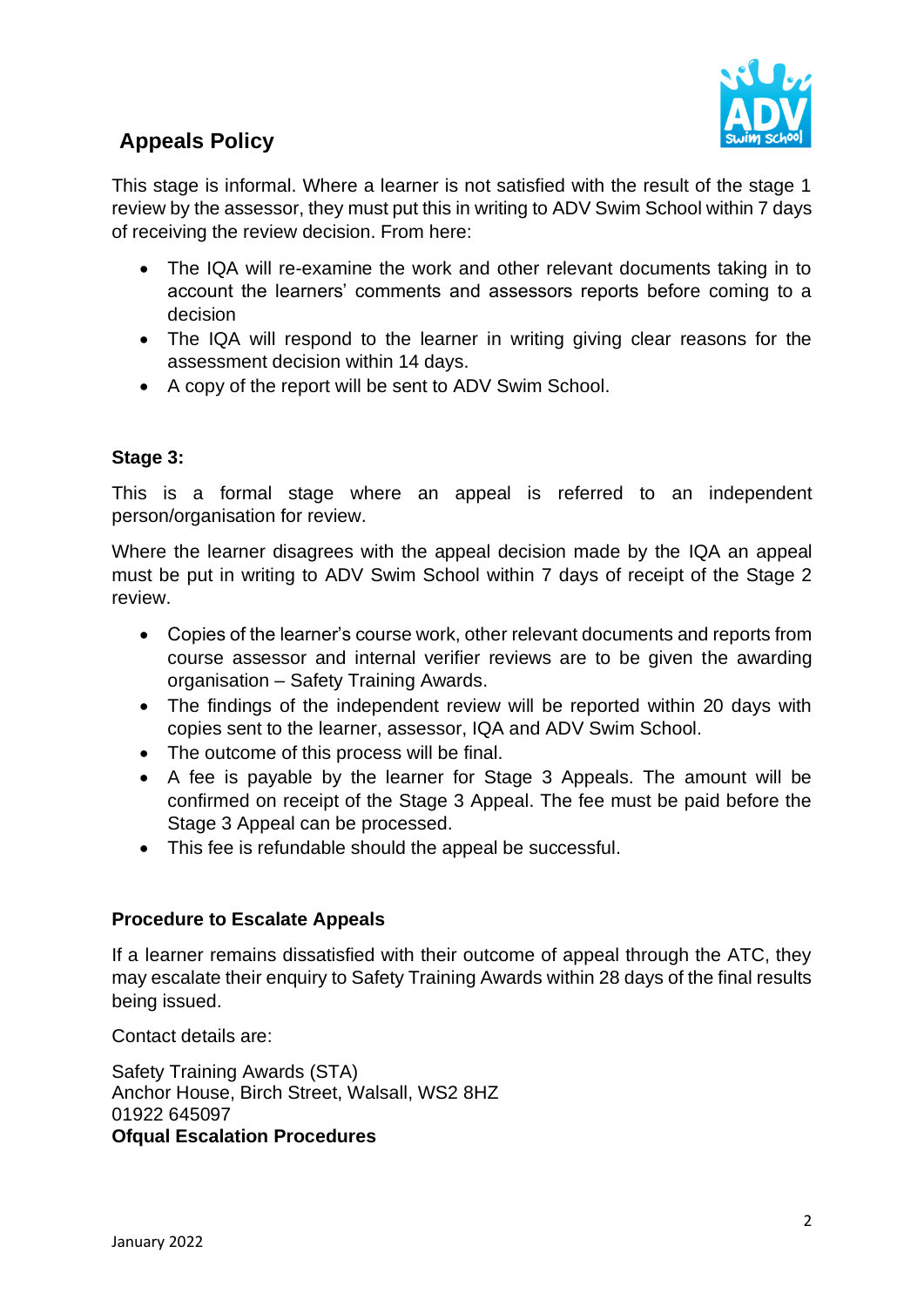## Appeals Policy

This stage is informal. Where a learner is not satisfied with the result of the stage 1 review by the assessor, they must put this in writing to ADV Swim School within 7 days of receiving the review decision. From here:

- The IQA will re-examine the work and other relevant documents taking in to account the learners' comments and assessors reports before coming to a decision
- The IQA will respond to the learner in writing giving clear reasons for the assessment decision within 14 days.
- A copy of the report will be sent to ADV Swim School.

**Stage 3:**

This is a formal stage where an appeal is referred to an independent person/organisation for review.

Where the learner disagrees with the appeal decision made by the IQA an appeal must be put in writing to ADV Swim School within 7 days of receipt of the Stage 2 review.

- Copies of the learner's course work, other relevant documents and reports from course assessor and internal verifier reviews are to be given the awarding organisation – Safety Training Awards.
- The findings of the independent review will be reported within 20 days with copies sent to the learner, assessor, IQA and ADV Swim School.
- The outcome of this process will be final.
- A fee is payable by the learner for Stage 3 Appeals. The amount will be confirmed on receipt of the Stage 3 Appeal. The fee must be paid before the Stage 3 Appeal can be processed.
- This fee is refundable should the appeal be successful.

**Procedure to Escalate Appeals**

If a learner remains dissatisfied with their outcome of appeal through the ATC, they may escalate their enquiry to Safety Training Awards within 28 days of the final results being issued.

Contact details are:

Safety Training Awards (STA)
Anchor House, Birch Street, Walsall, WS2 8HZ
01922 645097
**Ofqual Escalation Procedures**

January 2022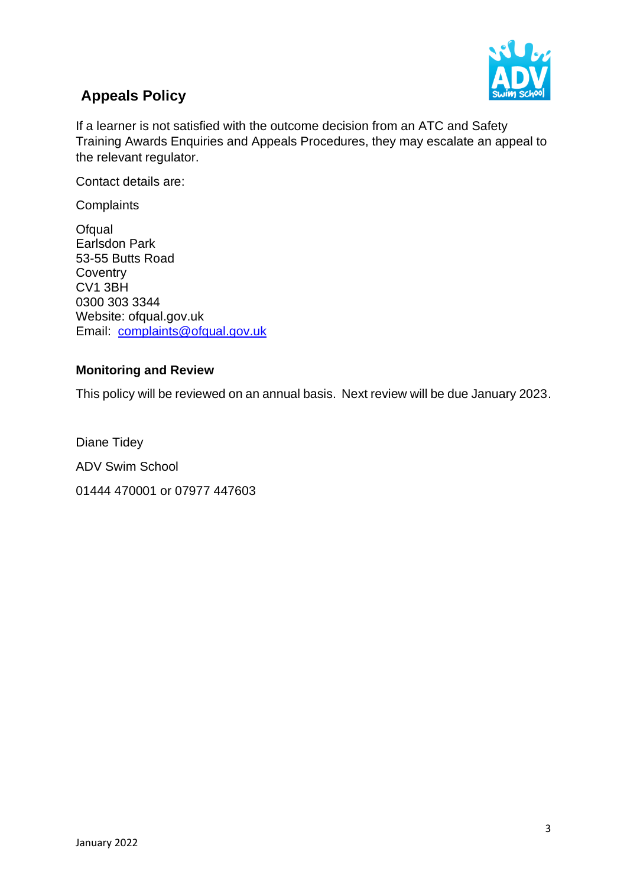## Appeals Policy

If a learner is not satisfied with the outcome decision from an ATC and Safety Training Awards Enquiries and Appeals Procedures, they may escalate an appeal to the relevant regulator.

Contact details are:

Complaints

Ofqual
Earlsdon Park
53-55 Butts Road
Coventry
CV1 3BH
0300 303 3344
Website: ofqual.gov.uk
Email: complaints@ofqual.gov.uk

### Monitoring and Review

This policy will be reviewed on an annual basis. Next review will be due January 2023.

Diane Tidey

ADV Swim School

01444 470001 or 07977 447603